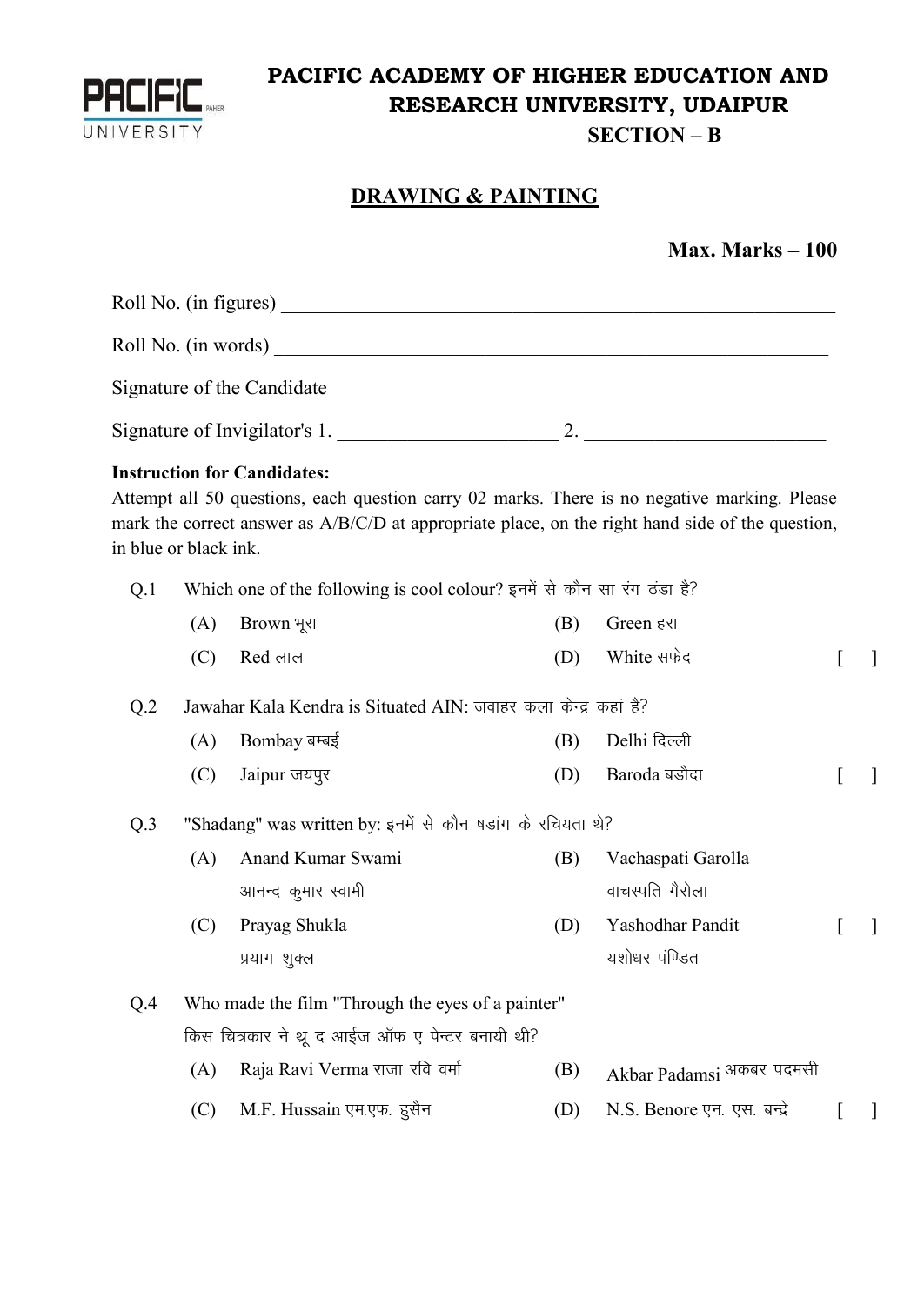# PACIFIC ACADEMY OF HIGHER EDUCATION AND RESEARCH UNIVERSITY, UDAIPUR

## SECTION – B

## DRAWING & PAINTING

**Max. Marks – 100**

Roll No. (in figures) ____________________________________________

Roll No. (in words) ____________________________________________

Signature of the Candidate ____________________________________________

Signature of Invigilator's 1. ____________________ 2. ____________________

**Instruction for Candidates:**

Attempt all 50 questions, each question carry 02 marks. There is no negative marking. Please mark the correct answer as A/B/C/D at appropriate place, on the right hand side of the question, in blue or black ink.

Q.1 Which one of the following is cool colour? इनमें से कौन सा रंग ठंडा है?

(A) Brown भूरा (B) Green हरा

(C) Red लाल (D) White सफेद [ ]

Q.2 Jawahar Kala Kendra is Situated AIN: जवाहर कला केन्द्र कहां है?

(A) Bombay बम्बई (B) Delhi दिल्ली

(C) Jaipur जयपुर (D) Baroda बडौदा [ ]

Q.3 "Shadang" was written by: इनमें से कौन षडांग के रचियता थे?

(A) Anand Kumar Swami आनन्द कुमार स्वामी (B) Vachaspati Garolla वाचस्पति गैरोला

(C) Prayag Shukla प्रयाग शुक्ल (D) Yashodhar Pandit यशोधर पंण्डित [ ]

Q.4 Who made the film "Through the eyes of a painter"
किस चित्रकार ने थ्रू द आईज ऑफ ए पेन्टर बनायी थी?

(A) Raja Ravi Verma राजा रवि वर्मा (B) Akbar Padamsi अकबर पदमसी

(C) M.F. Hussain एम.एफ. हुसैन (D) N.S. Benore एन. एस. बन्द्रे [ ]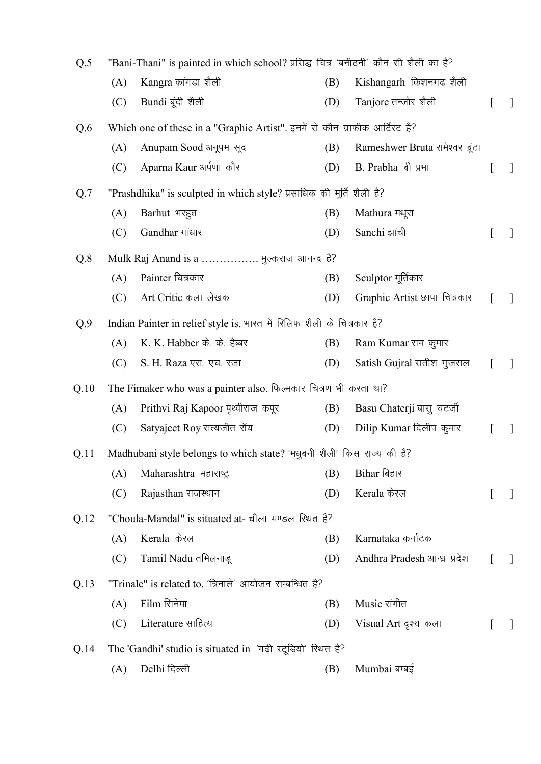Q.5 "Bani-Thani" is painted in which school? प्रसिद्ध चित्र 'बनीठनी' कौन सी शैली का है?

(A) Kangra कांगडा शैली
(B) Kishangarh किशनगढ शैली
(C) Bundi बूंदी शैली
(D) Tanjore तन्जोर शैली [ ]

Q.6 Which one of these in a "Graphic Artist". इनमें से कौन ग्राफीक आर्टिस्ट है?

(A) Anupam Sood अनूपम सूद
(B) Rameshwer Bruta रामेश्वर ब्रूंटा
(C) Aparna Kaur अर्पणा कौर
(D) B. Prabha बी प्रभा [ ]

Q.7 "Prashdhika" is sculpted in which style? प्रसाधिक की मूर्ति शैली है?

(A) Barhut भरहुत
(B) Mathura मथूरा
(C) Gandhar गांधार
(D) Sanchi झांची [ ]

Q.8 Mulk Raj Anand is a ……………. मुल्कराज आनन्द है?

(A) Painter चित्रकार
(B) Sculptor मूर्तिकार
(C) Art Critic कला लेखक
(D) Graphic Artist छापा चित्रकार [ ]

Q.9 Indian Painter in relief style is. भारत में रिलिफ शैली के चित्रकार है?

(A) K. K. Habber के. के. हैब्बर
(B) Ram Kumar राम कुमार
(C) S. H. Raza एस. एच. रजा
(D) Satish Gujral सतीश गुजराल [ ]

Q.10 The Fimaker who was a painter also. फिल्मकार चित्रण भी करता था?

(A) Prithvi Raj Kapoor पृथ्वीराज कपूर
(B) Basu Chaterji बासु चटर्जी
(C) Satyajeet Roy सत्यजीत रॉय
(D) Dilip Kumar दिलीप कुमार [ ]

Q.11 Madhubani style belongs to which state? 'मधुबनी शैली' किस राज्य की है?

(A) Maharashtra महाराष्ट्र
(B) Bihar बिहार
(C) Rajasthan राजस्थान
(D) Kerala केरल [ ]

Q.12 "Choula-Mandal" is situated at- चौला मण्डल स्थित है?

(A) Kerala केरल
(B) Karnataka कर्नाटक
(C) Tamil Nadu तमिलनाडू
(D) Andhra Pradesh आन्ध्र प्रदेश [ ]

Q.13 "Trinale" is related to. 'त्रिनाले' आयोजन सम्बन्धित है?

(A) Film सिनेमा
(B) Music संगीत
(C) Literature साहित्य
(D) Visual Art दृश्य कला [ ]

Q.14 The 'Gandhi' studio is situated in 'गढ़ी स्टूडियो' स्थित है?

(A) Delhi दिल्ली
(B) Mumbai बम्बई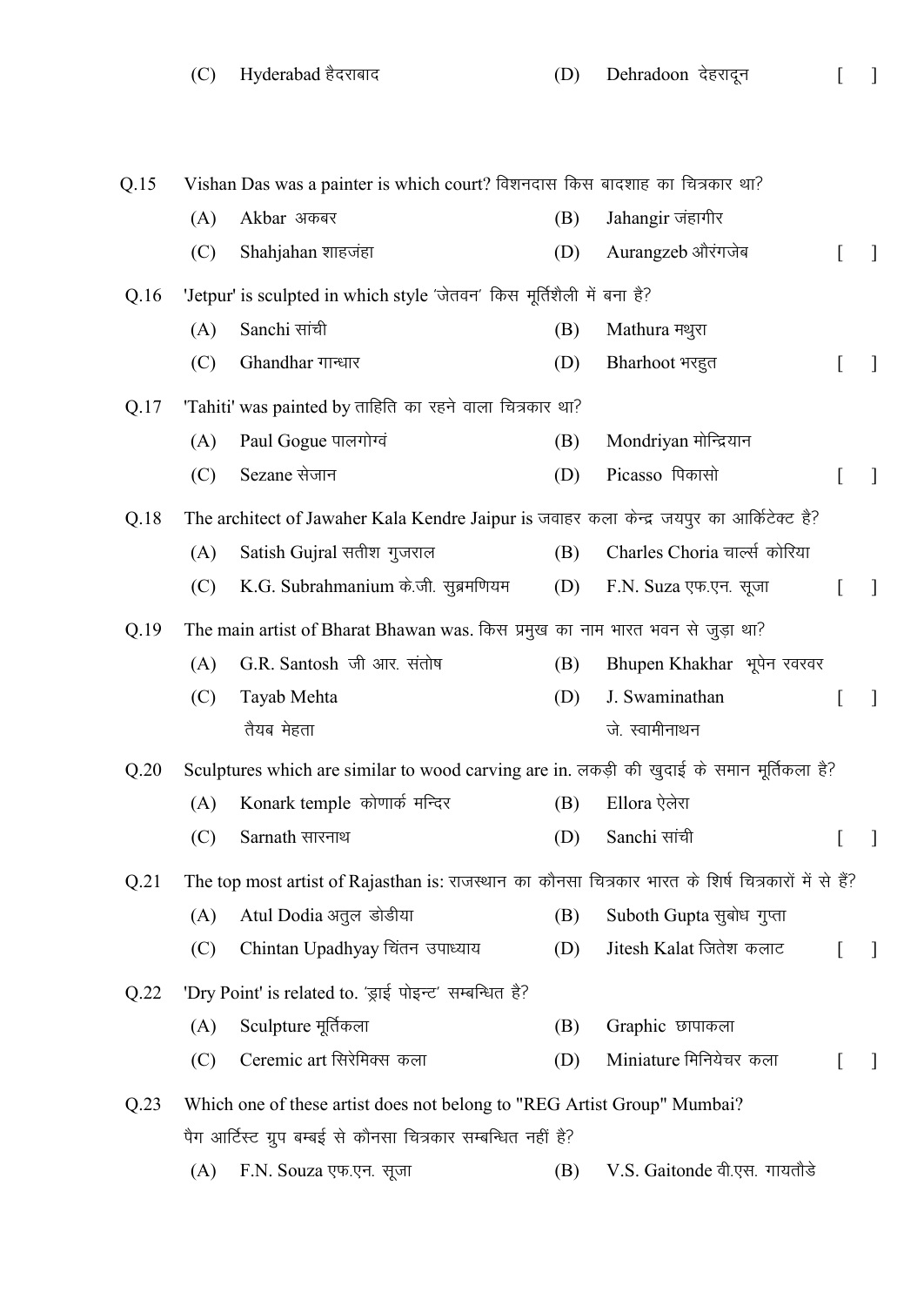(C) Hyderabad हैदराबाद (D) Dehradoon देहरादून [ ]

**Q.15** Vishan Das was a painter is which court? विशनदास किस बादशाह का चित्रकार था?

(A) Akbar अकबर (B) Jahangir जंहागीर

(C) Shahjahan शाहजंहा (D) Aurangzeb औरंगजेब [ ]

**Q.16** 'Jetpur' is sculpted in which style 'जेतवन' किस मूर्तिशैली में बना है?

(A) Sanchi सांची (B) Mathura मथुरा

(C) Ghandhar गान्धार (D) Bharhoot भरहुत [ ]

**Q.17** 'Tahiti' was painted by ताहिति का रहने वाला चित्रकार था?

(A) Paul Gogue पालगोग्वं (B) Mondriyan मोन्द्रियान

(C) Sezane सेजान (D) Picasso पिकासो [ ]

**Q.18** The architect of Jawaher Kala Kendre Jaipur is जवाहर कला केन्द्र जयपुर का आर्किटेक्ट है?

(A) Satish Gujral सतीश गुजराल (B) Charles Choria चार्ल्स कोरिया

(C) K.G. Subrahmanium के.जी. सुब्रमणियम (D) F.N. Suza एफ.एन. सूजा [ ]

**Q.19** The main artist of Bharat Bhawan was. किस प्रमुख का नाम भारत भवन से जुड़ा था?

(A) G.R. Santosh जी आर. संतोष (B) Bhupen Khakhar भूपेन रवरवर

(C) Tayab Mehta तैयब मेहता (D) J. Swaminathan जे. स्वामीनाथन [ ]

**Q.20** Sculptures which are similar to wood carving are in. लकड़ी की खुदाई के समान मूर्तिकला है?

(A) Konark temple कोणार्क मन्दिर (B) Ellora ऐलेरा

(C) Sarnath सारनाथ (D) Sanchi सांची [ ]

**Q.21** The top most artist of Rajasthan is: राजस्थान का कौनसा चित्रकार भारत के शिर्ष चित्रकारों में से हैं?

(A) Atul Dodia अतुल डोडीया (B) Suboth Gupta सुबोध गुप्ता

(C) Chintan Upadhyay चिंतन उपाध्याय (D) Jitesh Kalat जितेश कलाट [ ]

**Q.22** 'Dry Point' is related to. 'ड्राई पोइन्ट' सम्बन्धित है?

(A) Sculpture मूर्तिकला (B) Graphic छापाकला

(C) Ceremic art सिरेमिक्स कला (D) Miniature मिनियेचर कला [ ]

**Q.23** Which one of these artist does not belong to "REG Artist Group" Mumbai?
पैग आर्टिस्ट ग्रुप बम्बई से कौनसा चित्रकार सम्बन्धित नहीं है?

(A) F.N. Souza एफ.एन. सूजा (B) V.S. Gaitonde वी.एस. गायतौडे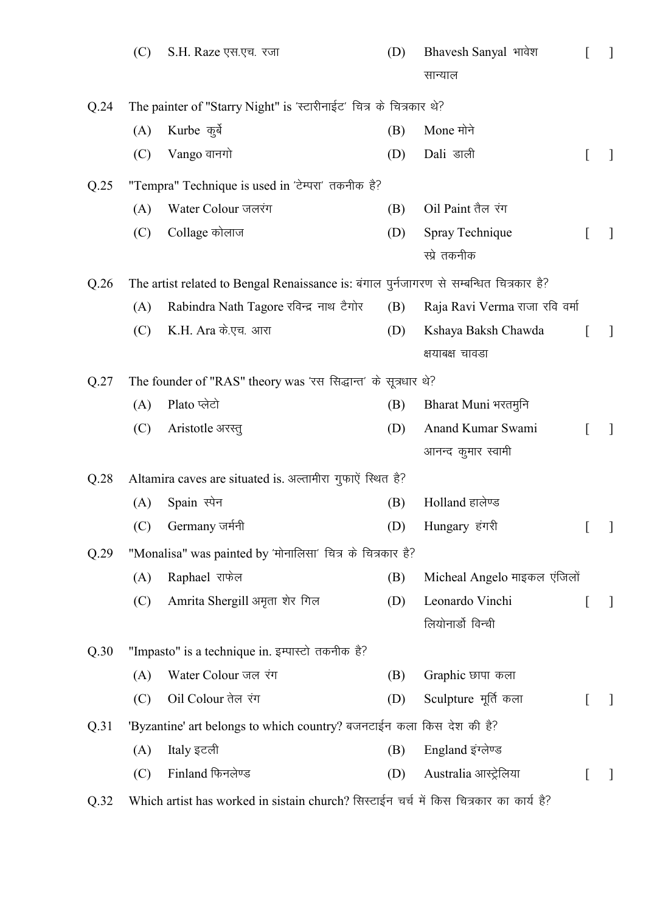(C) S.H. Raze एस.एच. रजा (D) Bhavesh Sanyal भावेश सान्याल [ ]

Q.24 The painter of "Starry Night" is 'स्टारीनाईट' चित्र के चित्रकार थे?

(A) Kurbe कुर्बे (B) Mone मोने

(C) Vango वानगो (D) Dali डाली [ ]

Q.25 "Tempra" Technique is used in 'टेम्परा' तकनीक है?

(A) Water Colour जलरंग (B) Oil Paint तैल रंग

(C) Collage कोलाज (D) Spray Technique स्प्रे तकनीक [ ]

Q.26 The artist related to Bengal Renaissance is: बंगाल पुर्नजागरण से सम्बन्धित चित्रकार है?

(A) Rabindra Nath Tagore रविन्द्र नाथ टैगोर (B) Raja Ravi Verma राजा रवि वर्मा

(C) K.H. Ara के.एच. आरा (D) Kshaya Baksh Chawda क्षयाबक्ष चावडा [ ]

Q.27 The founder of "RAS" theory was 'रस सिद्धान्त' के सूत्रधार थे?

(A) Plato प्लेटो (B) Bharat Muni भरतमुनि

(C) Aristotle अरस्तु (D) Anand Kumar Swami आनन्द कुमार स्वामी [ ]

Q.28 Altamira caves are situated is. अल्तामीरा गुफाऐं स्थित है?

(A) Spain स्पेन (B) Holland हालेण्ड

(C) Germany जर्मनी (D) Hungary हंगरी [ ]

Q.29 "Monalisa" was painted by 'मोनालिसा' चित्र के चित्रकार है?

(A) Raphael राफेल (B) Micheal Angelo माइकल एंजिलों

(C) Amrita Shergill अमृता शेर गिल (D) Leonardo Vinchi लियोनार्डो विन्ची [ ]

Q.30 "Impasto" is a technique in. इम्पास्टो तकनीक है?

(A) Water Colour जल रंग (B) Graphic छापा कला

(C) Oil Colour तेल रंग (D) Sculpture मूर्ति कला [ ]

Q.31 'Byzantine' art belongs to which country? बजनटाईन कला किस देश की है?

(A) Italy इटली (B) England इंग्लेण्ड

(C) Finland फिनलेण्ड (D) Australia आस्ट्रेलिया [ ]

Q.32 Which artist has worked in sistain church? सिस्टाईन चर्च में किस चित्रकार का कार्य है?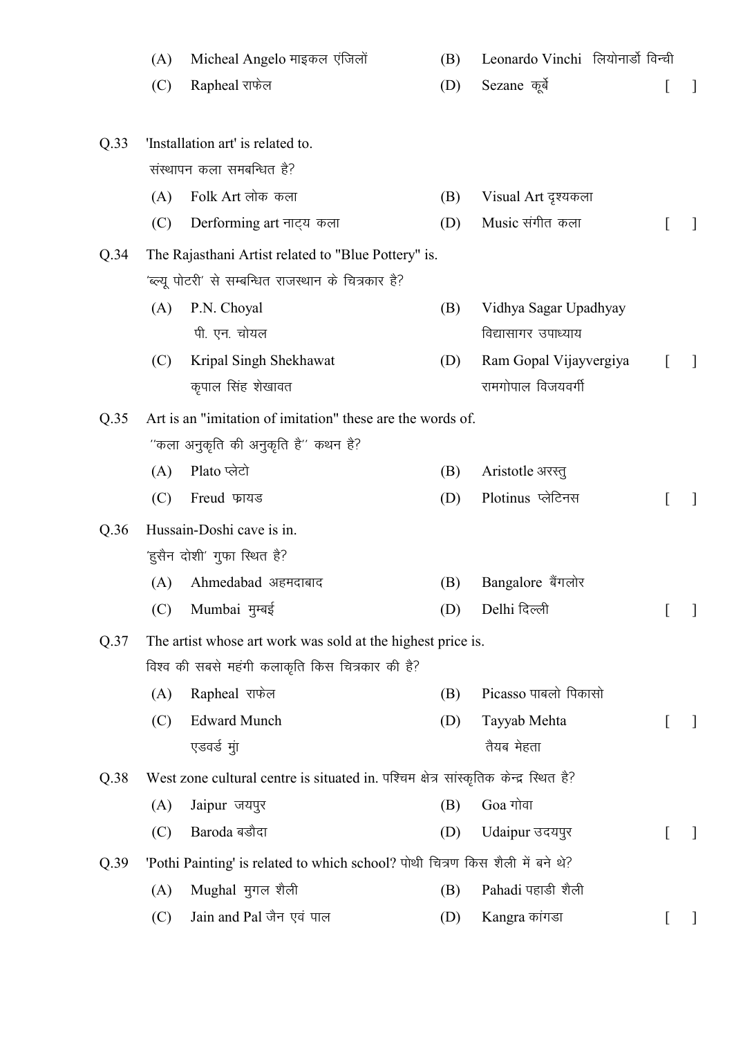(A) Micheal Angelo माइकल एंजिलों
(B) Leonardo Vinchi लियोनार्डो विन्ची
(C) Rapheal राफेल
(D) Sezane कूर्बे [ ]

**Q.33** 'Installation art' is related to.
संस्थापन कला समबन्धित है?

(A) Folk Art लोक कला
(B) Visual Art दृश्यकला
(C) Derforming art नाट्य कला
(D) Music संगीत कला [ ]

**Q.34** The Rajasthani Artist related to "Blue Pottery" is.
'ब्ल्यू पोटरी' से सम्बन्धित राजस्थान के चित्रकार है?

(A) P.N. Choyal
पी. एन. चोयल
(B) Vidhya Sagar Upadhyay
विद्यासागर उपाध्याय
(C) Kripal Singh Shekhawat
कृपाल सिंह शेखावत
(D) Ram Gopal Vijayvergiya
रामगोपाल विजयवर्गी [ ]

**Q.35** Art is an "imitation of imitation" these are the words of.
''कला अनुकृति की अनुकृति है'' कथन है?

(A) Plato प्लेटो
(B) Aristotle अरस्तु
(C) Freud फ्रायड
(D) Plotinus प्लेटिनस [ ]

**Q.36** Hussain-Doshi cave is in.
'हुसैन दोशी' गुफा स्थित है?

(A) Ahmedabad अहमदाबाद
(B) Bangalore बैंगलोर
(C) Mumbai मुम्बई
(D) Delhi दिल्ली [ ]

**Q.37** The artist whose art work was sold at the highest price is.
विश्व की सबसे महंगी कलाकृति किस चित्रकार की है?

(A) Rapheal राफेल
(B) Picasso पाबलो पिकासो
(C) Edward Munch
एडवर्ड मुं
(D) Tayyab Mehta
तैयब मेहता [ ]

**Q.38** West zone cultural centre is situated in. पश्चिम क्षेत्र सांस्कृतिक केन्द्र स्थित है?

(A) Jaipur जयपुर
(B) Goa गोवा
(C) Baroda बडौदा
(D) Udaipur उदयपुर [ ]

**Q.39** 'Pothi Painting' is related to which school? पोथी चित्रण किस शैली में बने थे?

(A) Mughal मुगल शैली
(B) Pahadi पहाडी शैली
(C) Jain and Pal जैन एवं पाल
(D) Kangra कांगडा [ ]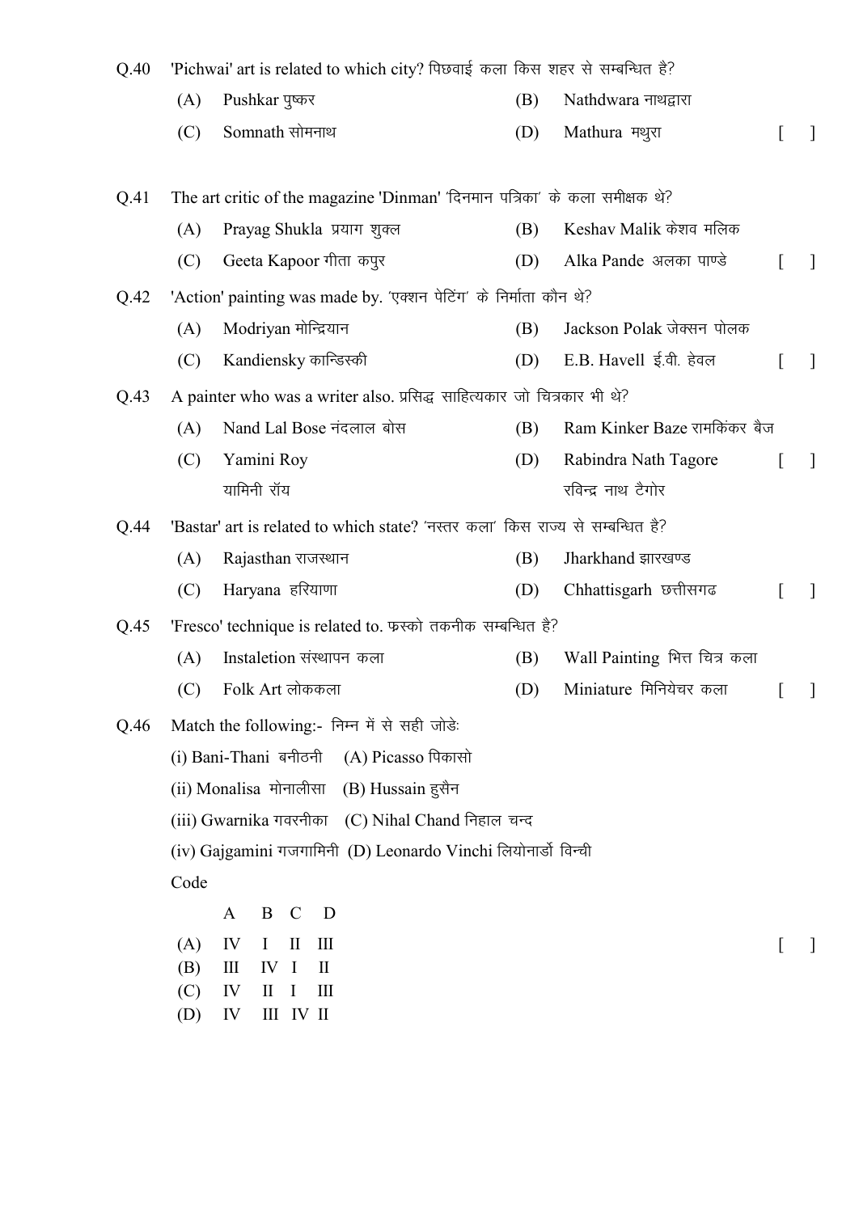Q.40 'Pichwai' art is related to which city? पिछवाई कला किस शहर से सम्बन्धित है?

(A) Pushkar पुष्कर (B) Nathdwara नाथद्वारा

(C) Somnath सोमनाथ (D) Mathura मथुरा [ ]

Q.41 The art critic of the magazine 'Dinman' 'दिनमान पत्रिका' के कला समीक्षक थे?

(A) Prayag Shukla प्रयाग शुक्ल (B) Keshav Malik केशव मलिक

(C) Geeta Kapoor गीता कपुर (D) Alka Pande अलका पाण्डे [ ]

Q.42 'Action' painting was made by. 'एक्शन पेटिंग' के निर्माता कौन थे?

(A) Modriyan मोन्द्रियान (B) Jackson Polak जेक्सन पोलक

(C) Kandiensky कान्डिस्की (D) E.B. Havell ई.बी. हेवल [ ]

Q.43 A painter who was a writer also. प्रसिद्ध साहित्यकार जो चित्रकार भी थे?

(A) Nand Lal Bose नंदलाल बोस (B) Ram Kinker Baze रामकिंकर बैज

(C) Yamini Roy यामिनी रॉय (D) Rabindra Nath Tagore रविन्द्र नाथ टैगोर [ ]

Q.44 'Bastar' art is related to which state? 'नस्तर कला' किस राज्य से सम्बन्धित है?

(A) Rajasthan राजस्थान (B) Jharkhand झारखण्ड

(C) Haryana हरियाणा (D) Chhattisgarh छत्तीसगढ [ ]

Q.45 'Fresco' technique is related to. फ्रस्को तकनीक सम्बन्धित है?

(A) Instaletion संस्थापन कला (B) Wall Painting भित्त चित्र कला

(C) Folk Art लोककला (D) Miniature मिनियेचर कला [ ]

Q.46 Match the following:- निम्न में से सही जोडेः

(i) Bani-Thani बनीठनी (A) Picasso पिकासो

(ii) Monalisa मोनालीसा (B) Hussain हुसैन

(iii) Gwarnika गवरनीका (C) Nihal Chand निहाल चन्द

(iv) Gajgamini गजगामिनी (D) Leonardo Vinchi लियोनार्डो विन्ची

Code

| | A | B | C | D |
|---|---|---|---|---|
| (A) | IV | I | II | III |
| (B) | III | IV | I | II |
| (C) | IV | II | I | III |
| (D) | IV | III | IV | II |

[ ]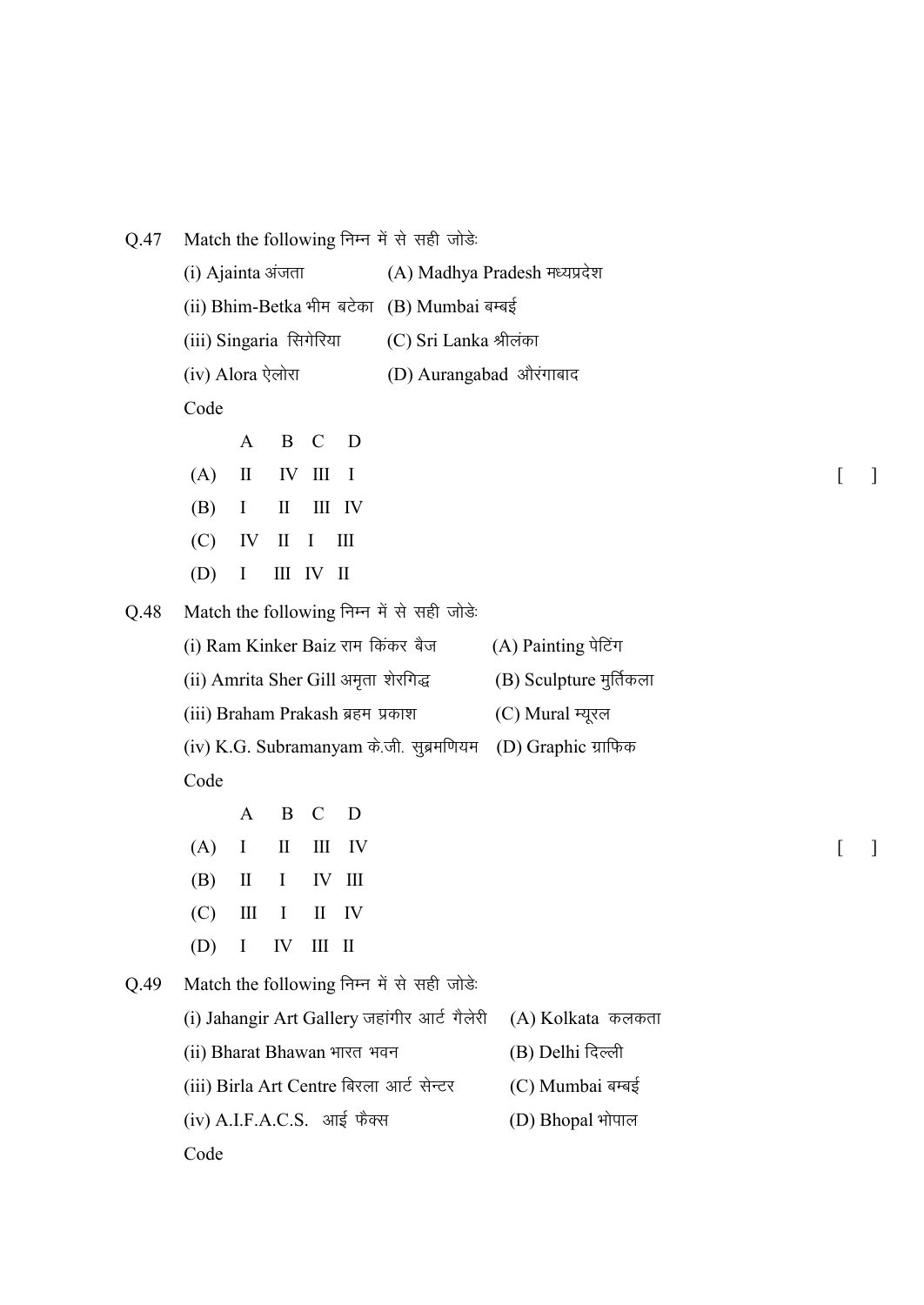Q.47 Match the following निम्न में से सही जोडेः

(i) Ajainta अंजता (A) Madhya Pradesh मध्यप्रदेश

(ii) Bhim-Betka भीम बटेका (B) Mumbai बम्बई

(iii) Singaria सिगेरिया (C) Sri Lanka श्रीलंका

(iv) Alora ऐलोरा (D) Aurangabad औरंगाबाद

Code

|  | A | B | C | D |
|---|---|---|---|---|
| (A) | II | IV | III | I |
| (B) | I | II | III | IV |
| (C) | IV | II | I | III |
| (D) | I | III | IV | II |

[ ]

Q.48 Match the following निम्न में से सही जोडेः

(i) Ram Kinker Baiz राम किंकर बैज (A) Painting पेटिंग

(ii) Amrita Sher Gill अमृता शेरगिद्ध (B) Sculpture मुर्तिकला

(iii) Braham Prakash ब्रहम प्रकाश (C) Mural म्यूरल

(iv) K.G. Subramanyam के.जी. सुब्रमणियम (D) Graphic ग्राफिक

Code

|  | A | B | C | D |
|---|---|---|---|---|
| (A) | I | II | III | IV |
| (B) | II | I | IV | III |
| (C) | III | I | II | IV |
| (D) | I | IV | III | II |

[ ]

Q.49 Match the following निम्न में से सही जोडेः

(i) Jahangir Art Gallery जहांगीर आर्ट गैलेरी (A) Kolkata कलकता

(ii) Bharat Bhawan भारत भवन (B) Delhi दिल्ली

(iii) Birla Art Centre बिरला आर्ट सेन्टर (C) Mumbai बम्बई

(iv) A.I.F.A.C.S. आई फैक्स (D) Bhopal भोपाल

Code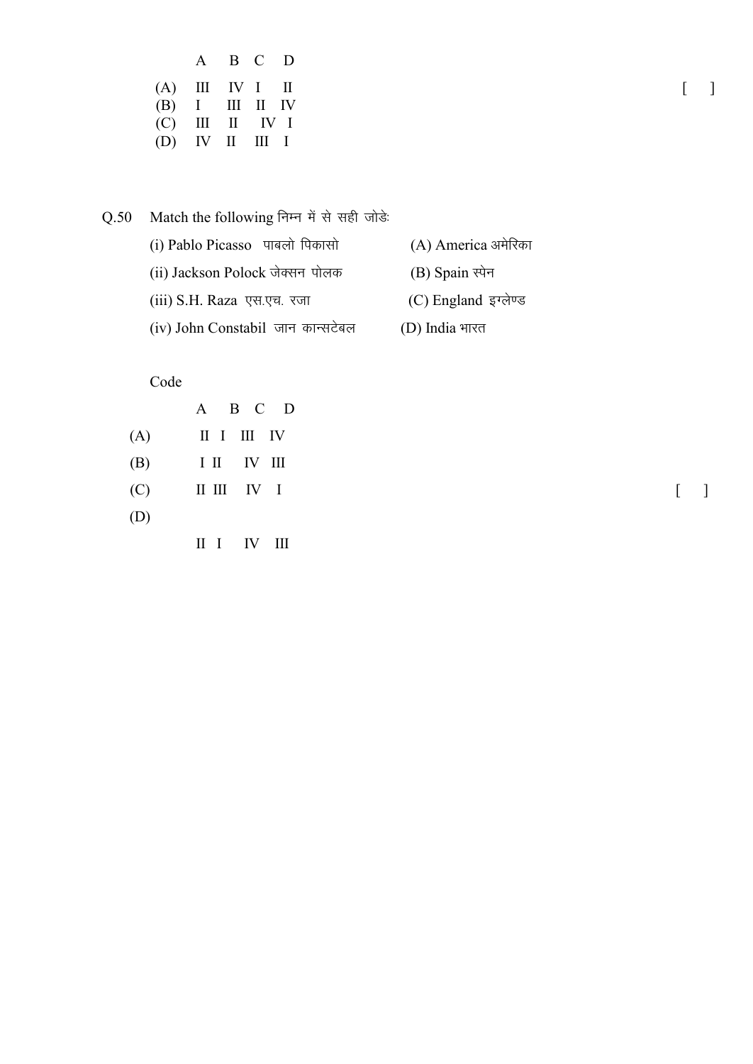|     | A | B | C | D |
|---|---|---|---|---|
| (A) | III | IV | I | II |
| (B) | I | III | II | IV |
| (C) | III | II | IV | I |
| (D) | IV | II | III | I |

[ ]

Q.50 Match the following निम्न में से सही जोडेः

(i) Pablo Picasso पाबलो पिकासो — (A) America अमेरिका

(ii) Jackson Polock जेक्सन पोलक — (B) Spain स्पेन

(iii) S.H. Raza एस.एच. रजा — (C) England इग्लेण्ड

(iv) John Constabil जान कान्सटेबल — (D) India भारत

Code

|     | A | B | C | D |
|---|---|---|---|---|
| (A) | II | I | III | IV |
| (B) | I | II | IV | III |
| (C) | II | III | IV | I |
| (D) | II | I | IV | III |

[ ]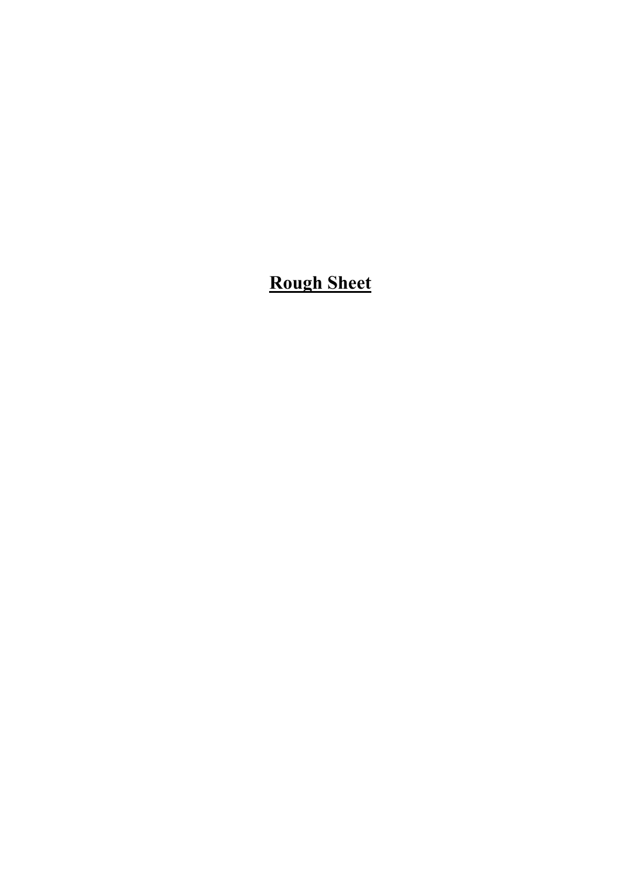**Rough Sheet**